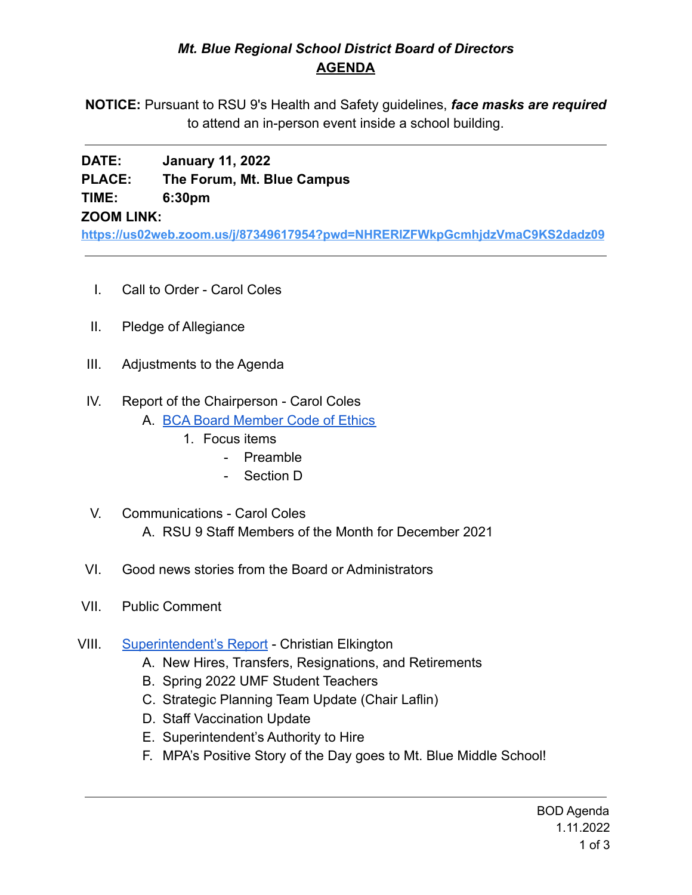# *Mt. Blue Regional School District Board of Directors*

## AGENDA

**NOTICE:** Pursuant to RSU 9's Health and Safety guidelines, ***face masks are required*** to attend an in-person event inside a school building.

---

**DATE:** **January 11, 2022**
**PLACE:** **The Forum, Mt. Blue Campus**
**TIME:** **6:30pm**
**ZOOM LINK:**
**https://us02web.zoom.us/j/87349617954?pwd=NHRERIZFWkpGcmhjdzVmaC9KS2dadz09**

---

I. Call to Order - Carol Coles

II. Pledge of Allegiance

III. Adjustments to the Agenda

IV. Report of the Chairperson - Carol Coles
  A. BCA Board Member Code of Ethics
    1. Focus items
      - Preamble
      - Section D

V. Communications - Carol Coles
  A. RSU 9 Staff Members of the Month for December 2021

VI. Good news stories from the Board or Administrators

VII. Public Comment

VIII. Superintendent's Report - Christian Elkington
  A. New Hires, Transfers, Resignations, and Retirements
  B. Spring 2022 UMF Student Teachers
  C. Strategic Planning Team Update (Chair Laflin)
  D. Staff Vaccination Update
  E. Superintendent's Authority to Hire
  F. MPA's Positive Story of the Day goes to Mt. Blue Middle School!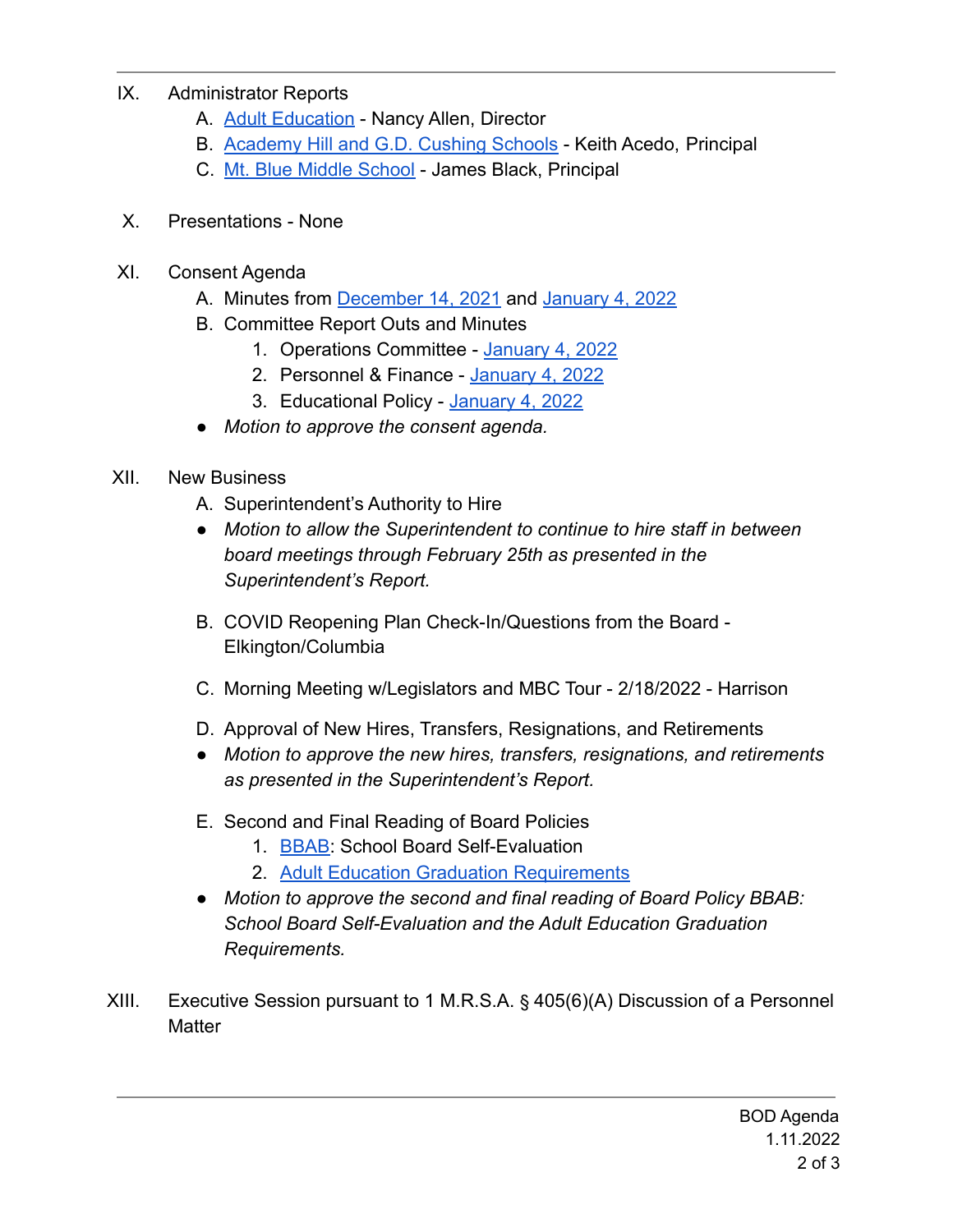IX. Administrator Reports

   A. Adult Education - Nancy Allen, Director
   B. Academy Hill and G.D. Cushing Schools - Keith Acedo, Principal
   C. Mt. Blue Middle School - James Black, Principal

X. Presentations - None

XI. Consent Agenda

   A. Minutes from December 14, 2021 and January 4, 2022
   B. Committee Report Outs and Minutes
      1. Operations Committee - January 4, 2022
      2. Personnel & Finance - January 4, 2022
      3. Educational Policy - January 4, 2022

   - *Motion to approve the consent agenda.*

XII. New Business

   A. Superintendent's Authority to Hire

   - *Motion to allow the Superintendent to continue to hire staff in between board meetings through February 25th as presented in the Superintendent's Report.*

   B. COVID Reopening Plan Check-In/Questions from the Board - Elkington/Columbia

   C. Morning Meeting w/Legislators and MBC Tour - 2/18/2022 - Harrison

   D. Approval of New Hires, Transfers, Resignations, and Retirements

   - *Motion to approve the new hires, transfers, resignations, and retirements as presented in the Superintendent's Report.*

   E. Second and Final Reading of Board Policies
      1. BBAB: School Board Self-Evaluation
      2. Adult Education Graduation Requirements

   - *Motion to approve the second and final reading of Board Policy BBAB: School Board Self-Evaluation and the Adult Education Graduation Requirements.*

XIII. Executive Session pursuant to 1 M.R.S.A. § 405(6)(A) Discussion of a Personnel Matter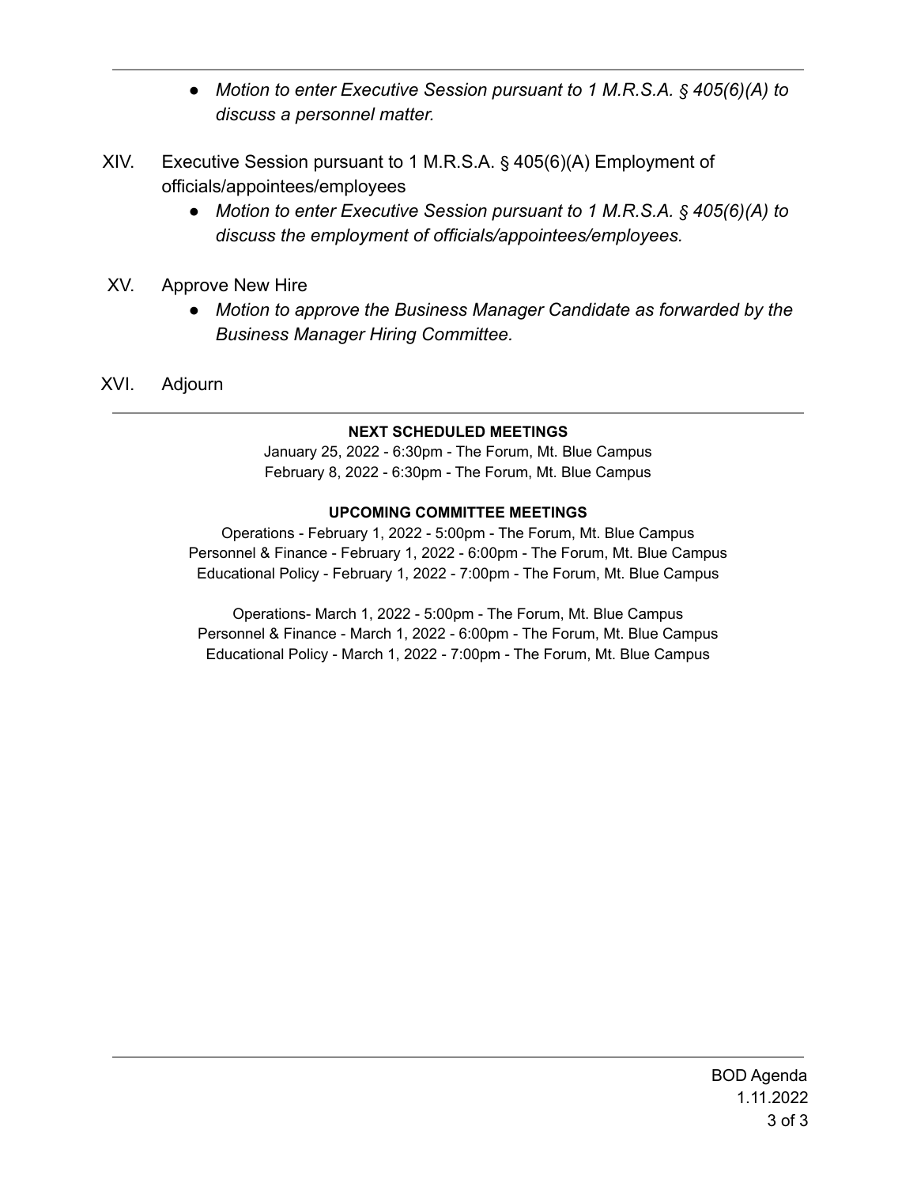- *Motion to enter Executive Session pursuant to 1 M.R.S.A. § 405(6)(A) to discuss a personnel matter.*

XIV. Executive Session pursuant to 1 M.R.S.A. § 405(6)(A) Employment of officials/appointees/employees

- *Motion to enter Executive Session pursuant to 1 M.R.S.A. § 405(6)(A) to discuss the employment of officials/appointees/employees.*

XV. Approve New Hire

- *Motion to approve the Business Manager Candidate as forwarded by the Business Manager Hiring Committee.*

XVI. Adjourn

---

**NEXT SCHEDULED MEETINGS**

January 25, 2022 - 6:30pm - The Forum, Mt. Blue Campus
February 8, 2022 - 6:30pm - The Forum, Mt. Blue Campus

**UPCOMING COMMITTEE MEETINGS**

Operations - February 1, 2022 - 5:00pm - The Forum, Mt. Blue Campus
Personnel & Finance - February 1, 2022 - 6:00pm - The Forum, Mt. Blue Campus
Educational Policy - February 1, 2022 - 7:00pm - The Forum, Mt. Blue Campus

Operations- March 1, 2022 - 5:00pm - The Forum, Mt. Blue Campus
Personnel & Finance - March 1, 2022 - 6:00pm - The Forum, Mt. Blue Campus
Educational Policy - March 1, 2022 - 7:00pm - The Forum, Mt. Blue Campus